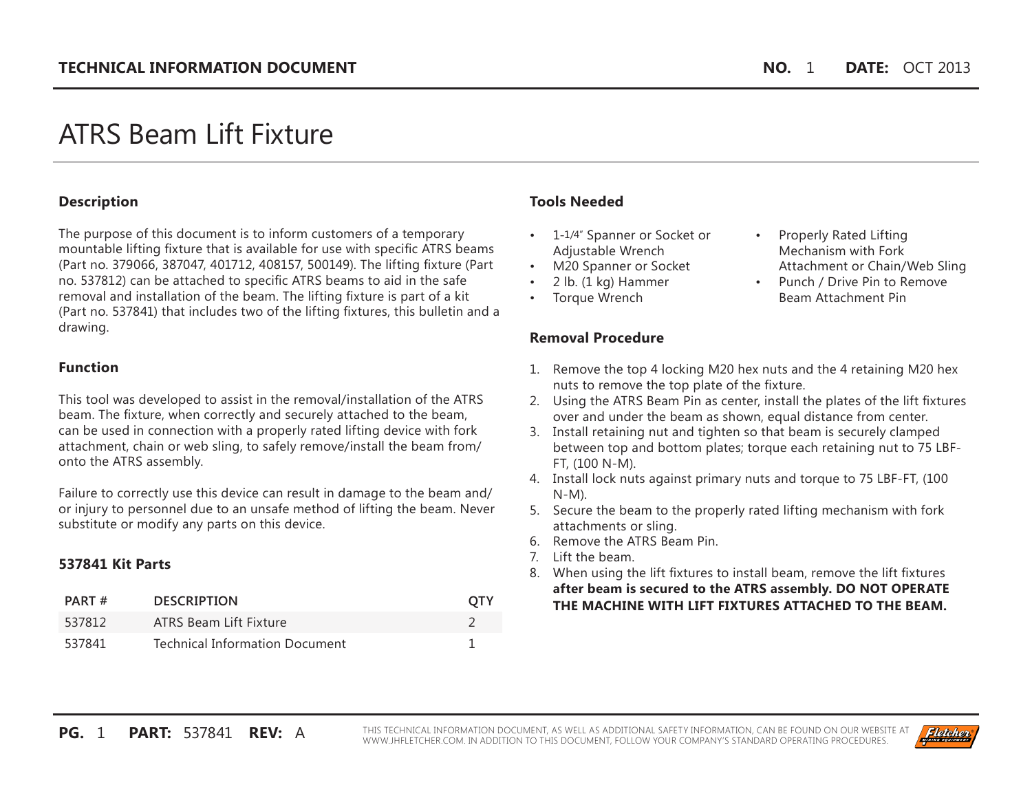TECHNICAL INFORMATION DOCUMENT **NO.** 1 **DATE:** OCT 2013

# ATRS Beam Lift Fixture

## Description

The purpose of this document is to inform customers of a temporary mountable lifting fixture that is available for use with specific ATRS beams (Part no. 379066, 387047, 401712, 408157, 500149). The lifting fixture (Part no. 537812) can be attached to specific ATRS beams to aid in the safe removal and installation of the beam. The lifting fixture is part of a kit (Part no. 537841) that includes two of the lifting fixtures, this bulletin and a drawing.

## Function

This tool was developed to assist in the removal/installation of the ATRS beam. The fixture, when correctly and securely attached to the beam, can be used in connection with a properly rated lifting device with fork attachment, chain or web sling, to safely remove/install the beam from/onto the ATRS assembly.

Failure to correctly use this device can result in damage to the beam and/or injury to personnel due to an unsafe method of lifting the beam. Never substitute or modify any parts on this device.

## 537841 Kit Parts

| PART # | DESCRIPTION | QTY |
|---|---|---|
| 537812 | ATRS Beam Lift Fixture | 2 |
| 537841 | Technical Information Document | 1 |

## Tools Needed

- 1-1/4" Spanner or Socket or Adjustable Wrench
- M20 Spanner or Socket
- 2 lb. (1 kg) Hammer
- Torque Wrench
- Properly Rated Lifting Mechanism with Fork Attachment or Chain/Web Sling
- Punch / Drive Pin to Remove Beam Attachment Pin

## Removal Procedure

1. Remove the top 4 locking M20 hex nuts and the 4 retaining M20 hex nuts to remove the top plate of the fixture.
2. Using the ATRS Beam Pin as center, install the plates of the lift fixtures over and under the beam as shown, equal distance from center.
3. Install retaining nut and tighten so that beam is securely clamped between top and bottom plates; torque each retaining nut to 75 LBF-FT, (100 N-M).
4. Install lock nuts against primary nuts and torque to 75 LBF-FT, (100 N-M).
5. Secure the beam to the properly rated lifting mechanism with fork attachments or sling.
6. Remove the ATRS Beam Pin.
7. Lift the beam.
8. When using the lift fixtures to install beam, remove the lift fixtures **after beam is secured to the ATRS assembly. DO NOT OPERATE THE MACHINE WITH LIFT FIXTURES ATTACHED TO THE BEAM.**

**PART:** 537841 **REV:** A

THIS TECHNICAL INFORMATION DOCUMENT, AS WELL AS ADDITIONAL SAFETY INFORMATION, CAN BE FOUND ON OUR WEBSITE AT WWW.JHFLETCHER.COM. IN ADDITION TO THIS DOCUMENT, FOLLOW YOUR COMPANY'S STANDARD OPERATING PROCEDURES.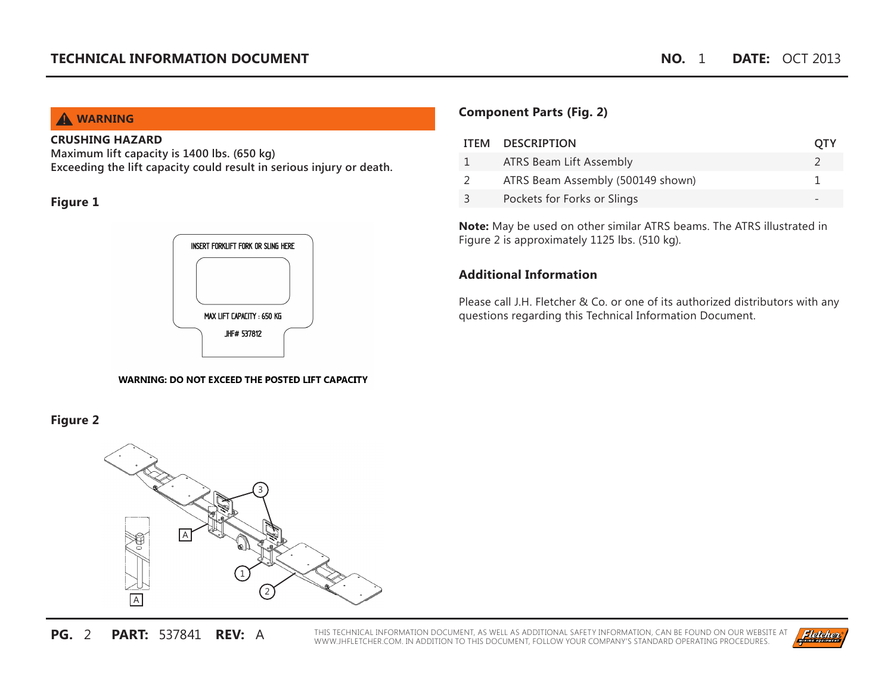## ⚠ WARNING

**CRUSHING HAZARD**
**Maximum lift capacity is 1400 lbs. (650 kg)**
**Exceeding the lift capacity could result in serious injury or death.**

### Figure 1

INSERT FORKLIFT FORK OR SLING HERE

MAX LIFT CAPACITY : 650 KG

JHF# 537812

**WARNING: DO NOT EXCEED THE POSTED LIFT CAPACITY**

### Figure 2

3

A

1

2

A

### Component Parts (Fig. 2)

| ITEM | DESCRIPTION | QTY |
|---|---|---|
| 1 | ATRS Beam Lift Assembly | 2 |
| 2 | ATRS Beam Assembly (500149 shown) | 1 |
| 3 | Pockets for Forks or Slings | - |

**Note:** May be used on other similar ATRS beams. The ATRS illustrated in Figure 2 is approximately 1125 lbs. (510 kg).

### Additional Information

Please call J.H. Fletcher & Co. or one of its authorized distributors with any questions regarding this Technical Information Document.